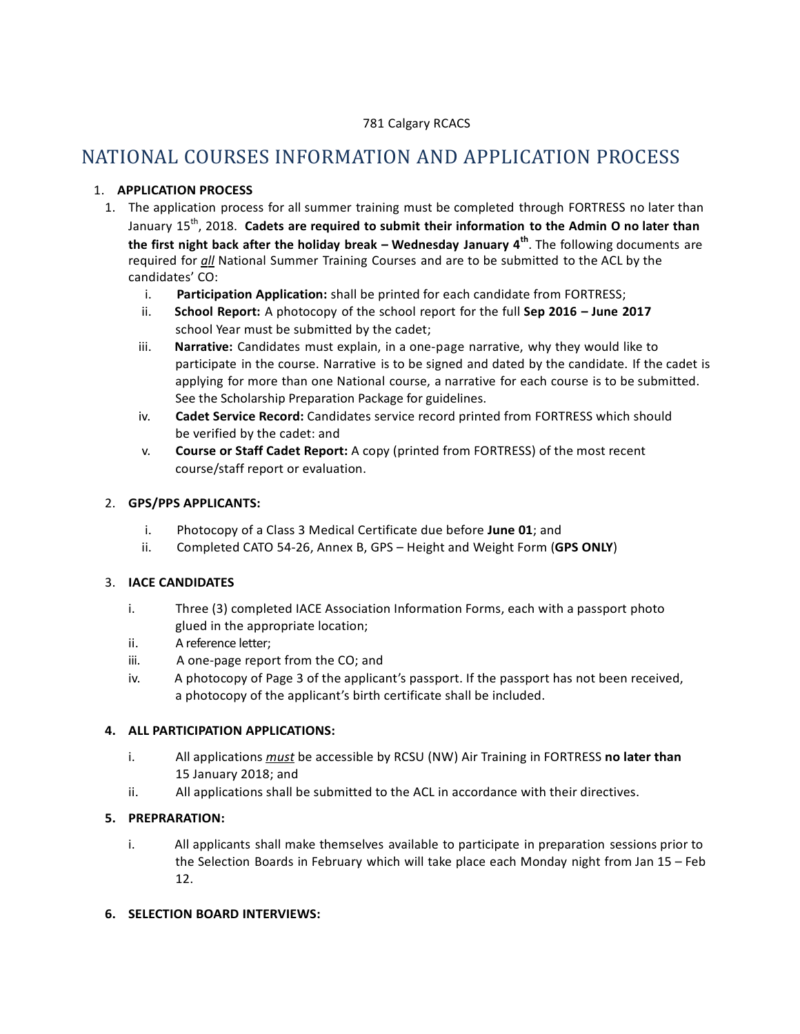781 Calgary RCACS

# NATIONAL COURSES INFORMATION AND APPLICATION PROCESS

1. **APPLICATION PROCESS**
   1. The application process for all summer training must be completed through FORTRESS no later than January 15th, 2018. **Cadets are required to submit their information to the Admin O no later than the first night back after the holiday break – Wednesday January 4th**. The following documents are required for ***all*** National Summer Training Courses and are to be submitted to the ACL by the candidates' CO:
      i. **Participation Application:** shall be printed for each candidate from FORTRESS;
      ii. **School Report:** A photocopy of the school report for the full **Sep 2016 – June 2017** school Year must be submitted by the cadet;
      iii. **Narrative:** Candidates must explain, in a one-page narrative, why they would like to participate in the course. Narrative is to be signed and dated by the candidate. If the cadet is applying for more than one National course, a narrative for each course is to be submitted. See the Scholarship Preparation Package for guidelines.
      iv. **Cadet Service Record:** Candidates service record printed from FORTRESS which should be verified by the cadet: and
      v. **Course or Staff Cadet Report:** A copy (printed from FORTRESS) of the most recent course/staff report or evaluation.

2. **GPS/PPS APPLICANTS:**
   i. Photocopy of a Class 3 Medical Certificate due before **June 01**; and
   ii. Completed CATO 54-26, Annex B, GPS – Height and Weight Form (**GPS ONLY**)

3. **IACE CANDIDATES**
   i. Three (3) completed IACE Association Information Forms, each with a passport photo glued in the appropriate location;
   ii. A reference letter;
   iii. A one-page report from the CO; and
   iv. A photocopy of Page 3 of the applicant's passport. If the passport has not been received, a photocopy of the applicant's birth certificate shall be included.

4. **ALL PARTICIPATION APPLICATIONS:**
   i. All applications ***must*** be accessible by RCSU (NW) Air Training in FORTRESS **no later than** 15 January 2018; and
   ii. All applications shall be submitted to the ACL in accordance with their directives.

5. **PREPRARATION:**
   i. All applicants shall make themselves available to participate in preparation sessions prior to the Selection Boards in February which will take place each Monday night from Jan 15 – Feb 12.

6. **SELECTION BOARD INTERVIEWS:**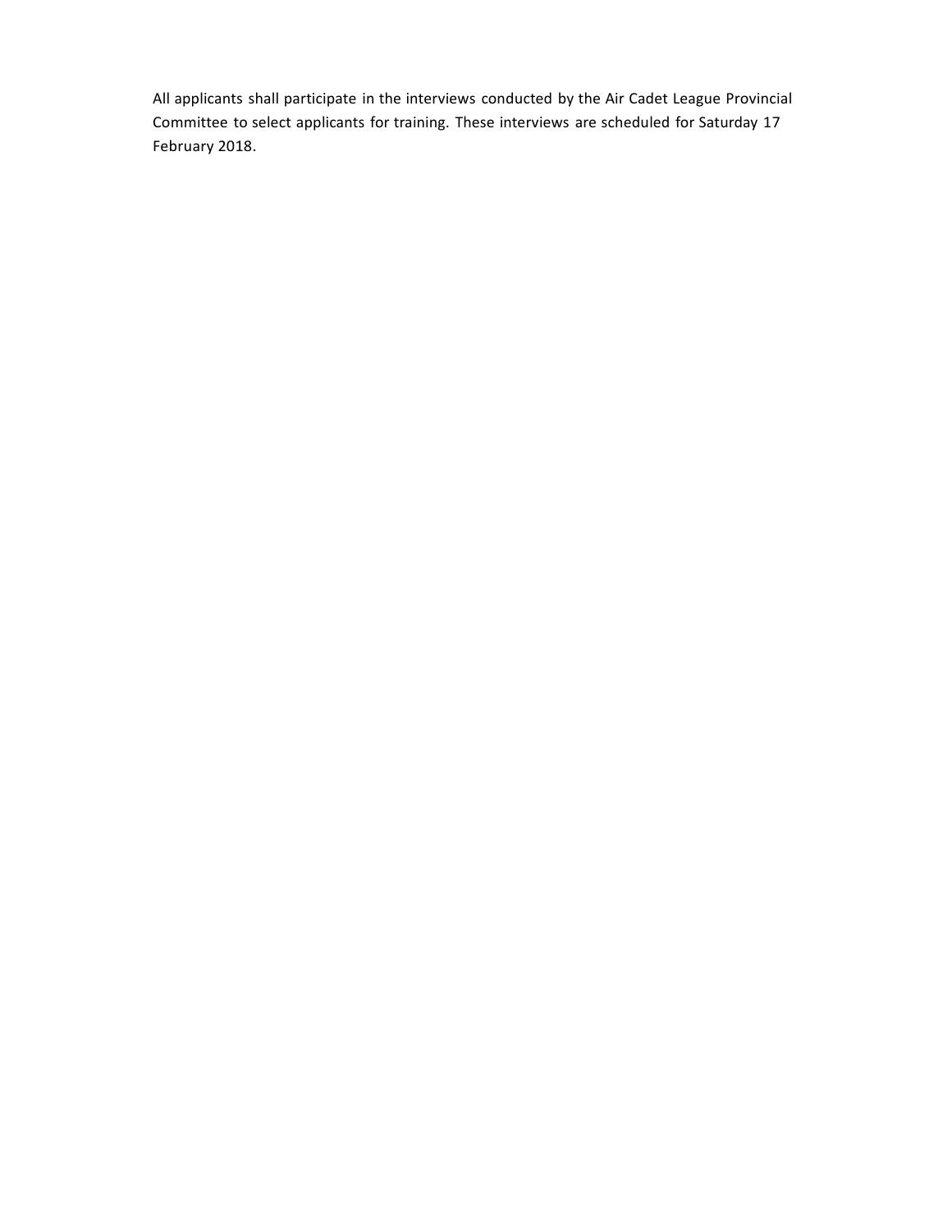All applicants shall participate in the interviews conducted by the Air Cadet League Provincial Committee to select applicants for training. These interviews are scheduled for Saturday 17 February 2018.